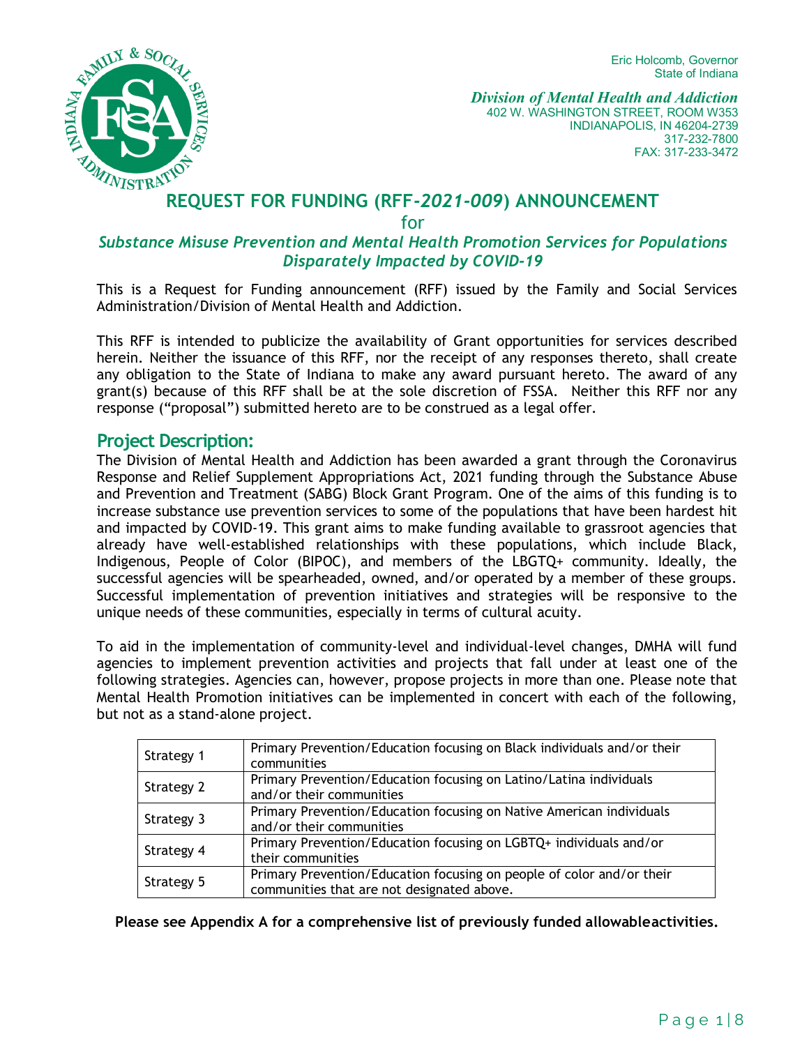Eric Holcomb, Governor
State of Indiana

*Division of Mental Health and Addiction*
402 W. WASHINGTON STREET, ROOM W353
INDIANAPOLIS, IN 46204-2739
317-232-7800
FAX: 317-233-3472

# REQUEST FOR FUNDING (RFF-*2021-009*) ANNOUNCEMENT

for

## *Substance Misuse Prevention and Mental Health Promotion Services for Populations Disparately Impacted by COVID-19*

This is a Request for Funding announcement (RFF) issued by the Family and Social Services Administration/Division of Mental Health and Addiction.

This RFF is intended to publicize the availability of Grant opportunities for services described herein. Neither the issuance of this RFF, nor the receipt of any responses thereto, shall create any obligation to the State of Indiana to make any award pursuant hereto. The award of any grant(s) because of this RFF shall be at the sole discretion of FSSA. Neither this RFF nor any response ("proposal") submitted hereto are to be construed as a legal offer.

## Project Description:

The Division of Mental Health and Addiction has been awarded a grant through the Coronavirus Response and Relief Supplement Appropriations Act, 2021 funding through the Substance Abuse and Prevention and Treatment (SABG) Block Grant Program. One of the aims of this funding is to increase substance use prevention services to some of the populations that have been hardest hit and impacted by COVID-19. This grant aims to make funding available to grassroot agencies that already have well-established relationships with these populations, which include Black, Indigenous, People of Color (BIPOC), and members of the LBGTQ+ community. Ideally, the successful agencies will be spearheaded, owned, and/or operated by a member of these groups. Successful implementation of prevention initiatives and strategies will be responsive to the unique needs of these communities, especially in terms of cultural acuity.

To aid in the implementation of community-level and individual-level changes, DMHA will fund agencies to implement prevention activities and projects that fall under at least one of the following strategies. Agencies can, however, propose projects in more than one. Please note that Mental Health Promotion initiatives can be implemented in concert with each of the following, but not as a stand-alone project.

| | |
|---|---|
| Strategy 1 | Primary Prevention/Education focusing on Black individuals and/or their communities |
| Strategy 2 | Primary Prevention/Education focusing on Latino/Latina individuals and/or their communities |
| Strategy 3 | Primary Prevention/Education focusing on Native American individuals and/or their communities |
| Strategy 4 | Primary Prevention/Education focusing on LGBTQ+ individuals and/or their communities |
| Strategy 5 | Primary Prevention/Education focusing on people of color and/or their communities that are not designated above. |

**Please see Appendix A for a comprehensive list of previously funded allowableactivities.**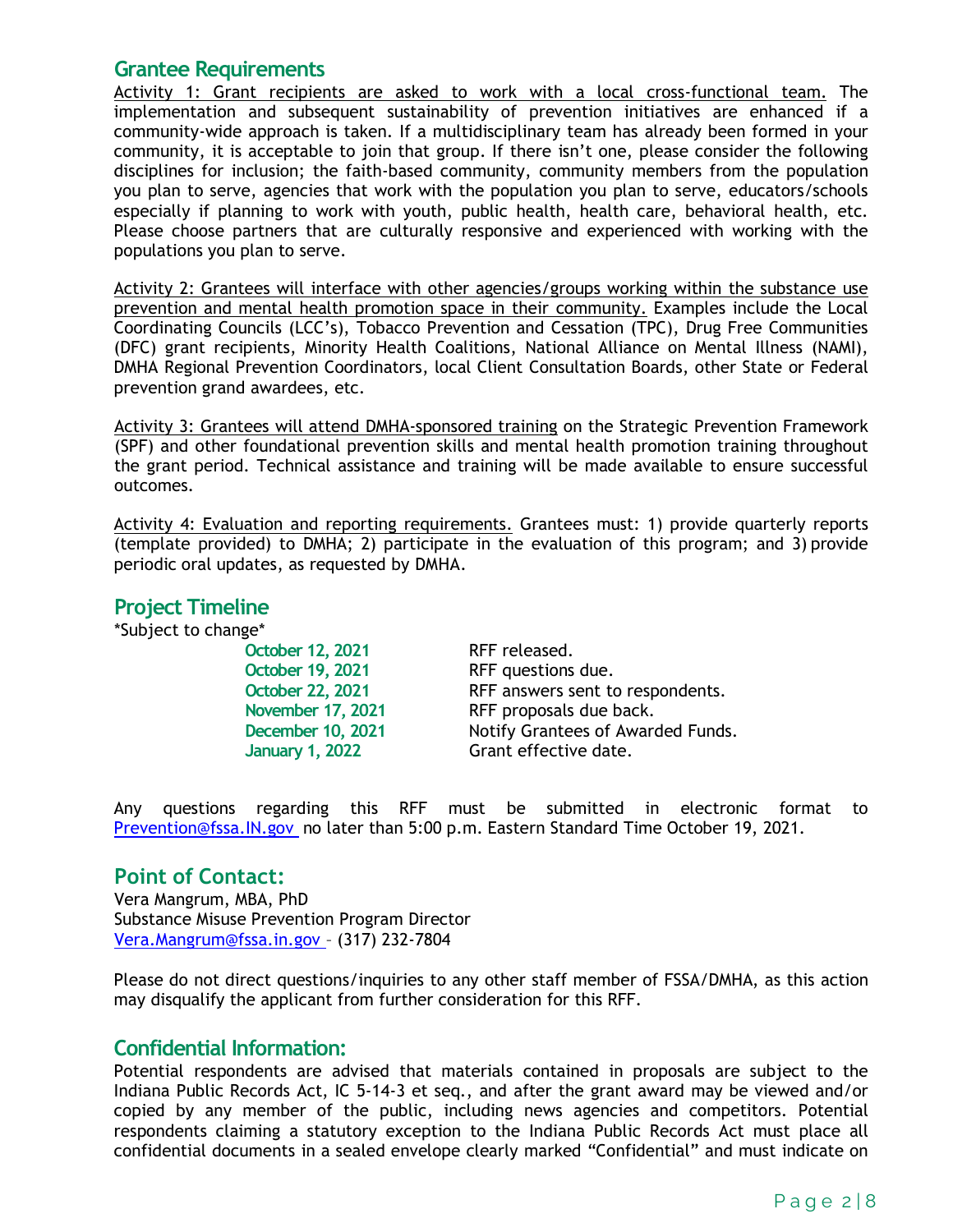## Grantee Requirements

Activity 1: Grant recipients are asked to work with a local cross-functional team. The implementation and subsequent sustainability of prevention initiatives are enhanced if a community-wide approach is taken. If a multidisciplinary team has already been formed in your community, it is acceptable to join that group. If there isn't one, please consider the following disciplines for inclusion; the faith-based community, community members from the population you plan to serve, agencies that work with the population you plan to serve, educators/schools especially if planning to work with youth, public health, health care, behavioral health, etc. Please choose partners that are culturally responsive and experienced with working with the populations you plan to serve.

Activity 2: Grantees will interface with other agencies/groups working within the substance use prevention and mental health promotion space in their community. Examples include the Local Coordinating Councils (LCC's), Tobacco Prevention and Cessation (TPC), Drug Free Communities (DFC) grant recipients, Minority Health Coalitions, National Alliance on Mental Illness (NAMI), DMHA Regional Prevention Coordinators, local Client Consultation Boards, other State or Federal prevention grand awardees, etc.

Activity 3: Grantees will attend DMHA-sponsored training on the Strategic Prevention Framework (SPF) and other foundational prevention skills and mental health promotion training throughout the grant period. Technical assistance and training will be made available to ensure successful outcomes.

Activity 4: Evaluation and reporting requirements. Grantees must: 1) provide quarterly reports (template provided) to DMHA; 2) participate in the evaluation of this program; and 3) provide periodic oral updates, as requested by DMHA.

## Project Timeline

*Subject to change*

| | |
|---|---|
| **October 12, 2021** | RFF released. |
| **October 19, 2021** | RFF questions due. |
| **October 22, 2021** | RFF answers sent to respondents. |
| **November 17, 2021** | RFF proposals due back. |
| **December 10, 2021** | Notify Grantees of Awarded Funds. |
| **January 1, 2022** | Grant effective date. |

Any questions regarding this RFF must be submitted in electronic format to Prevention@fssa.IN.gov no later than 5:00 p.m. Eastern Standard Time October 19, 2021.

## Point of Contact:

Vera Mangrum, MBA, PhD
Substance Misuse Prevention Program Director
Vera.Mangrum@fssa.in.gov – (317) 232-7804

Please do not direct questions/inquiries to any other staff member of FSSA/DMHA, as this action may disqualify the applicant from further consideration for this RFF.

## Confidential Information:

Potential respondents are advised that materials contained in proposals are subject to the Indiana Public Records Act, IC 5-14-3 et seq., and after the grant award may be viewed and/or copied by any member of the public, including news agencies and competitors. Potential respondents claiming a statutory exception to the Indiana Public Records Act must place all confidential documents in a sealed envelope clearly marked "Confidential" and must indicate on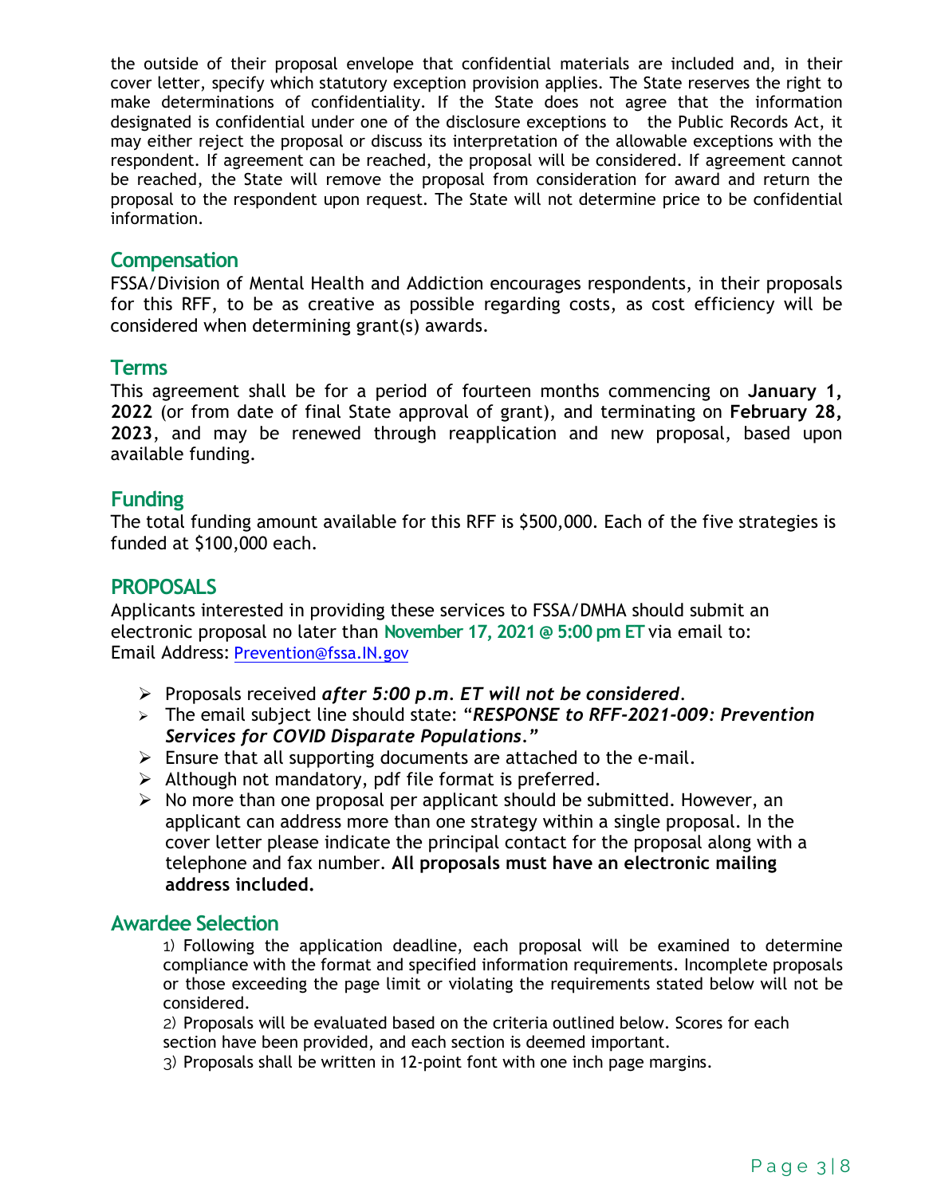the outside of their proposal envelope that confidential materials are included and, in their cover letter, specify which statutory exception provision applies. The State reserves the right to make determinations of confidentiality. If the State does not agree that the information designated is confidential under one of the disclosure exceptions to the Public Records Act, it may either reject the proposal or discuss its interpretation of the allowable exceptions with the respondent. If agreement can be reached, the proposal will be considered. If agreement cannot be reached, the State will remove the proposal from consideration for award and return the proposal to the respondent upon request. The State will not determine price to be confidential information.

## Compensation

FSSA/Division of Mental Health and Addiction encourages respondents, in their proposals for this RFF, to be as creative as possible regarding costs, as cost efficiency will be considered when determining grant(s) awards.

## Terms

This agreement shall be for a period of fourteen months commencing on **January 1, 2022** (or from date of final State approval of grant), and terminating on **February 28, 2023**, and may be renewed through reapplication and new proposal, based upon available funding.

## Funding

The total funding amount available for this RFF is $500,000. Each of the five strategies is funded at $100,000 each.

## PROPOSALS

Applicants interested in providing these services to FSSA/DMHA should submit an electronic proposal no later than **November 17, 2021 @ 5:00 pm ET** via email to:
Email Address: Prevention@fssa.IN.gov

- Proposals received ***after 5:00 p.m. ET will not be considered***.
- The email subject line should state: "***RESPONSE to RFF-2021-009: Prevention Services for COVID Disparate Populations***."
- Ensure that all supporting documents are attached to the e-mail.
- Although not mandatory, pdf file format is preferred.
- No more than one proposal per applicant should be submitted. However, an applicant can address more than one strategy within a single proposal. In the cover letter please indicate the principal contact for the proposal along with a telephone and fax number. **All proposals must have an electronic mailing address included.**

## Awardee Selection

1) Following the application deadline, each proposal will be examined to determine compliance with the format and specified information requirements. Incomplete proposals or those exceeding the page limit or violating the requirements stated below will not be considered.
2) Proposals will be evaluated based on the criteria outlined below. Scores for each section have been provided, and each section is deemed important.
3) Proposals shall be written in 12-point font with one inch page margins.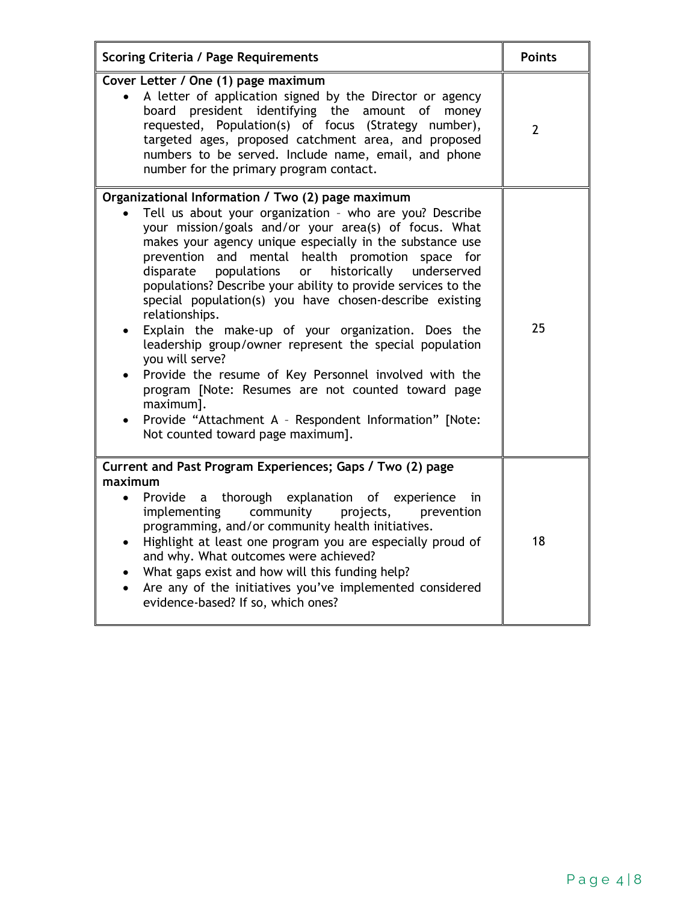| Scoring Criteria / Page Requirements | Points |
|---|---|
| **Cover Letter / One (1) page maximum**<br>• A letter of application signed by the Director or agency board president identifying the amount of money requested, Population(s) of focus (Strategy number), targeted ages, proposed catchment area, and proposed numbers to be served. Include name, email, and phone number for the primary program contact. | 2 |
| **Organizational Information / Two (2) page maximum**<br>• Tell us about your organization – who are you? Describe your mission/goals and/or your area(s) of focus. What makes your agency unique especially in the substance use prevention and mental health promotion space for disparate populations or historically underserved populations? Describe your ability to provide services to the special population(s) you have chosen-describe existing relationships.<br>• Explain the make-up of your organization. Does the leadership group/owner represent the special population you will serve?<br>• Provide the resume of Key Personnel involved with the program [Note: Resumes are not counted toward page maximum].<br>• Provide "Attachment A – Respondent Information" [Note: Not counted toward page maximum]. | 25 |
| **Current and Past Program Experiences; Gaps / Two (2) page maximum**<br>• Provide a thorough explanation of experience in implementing community projects, prevention programming, and/or community health initiatives.<br>• Highlight at least one program you are especially proud of and why. What outcomes were achieved?<br>• What gaps exist and how will this funding help?<br>• Are any of the initiatives you've implemented considered evidence-based? If so, which ones? | 18 |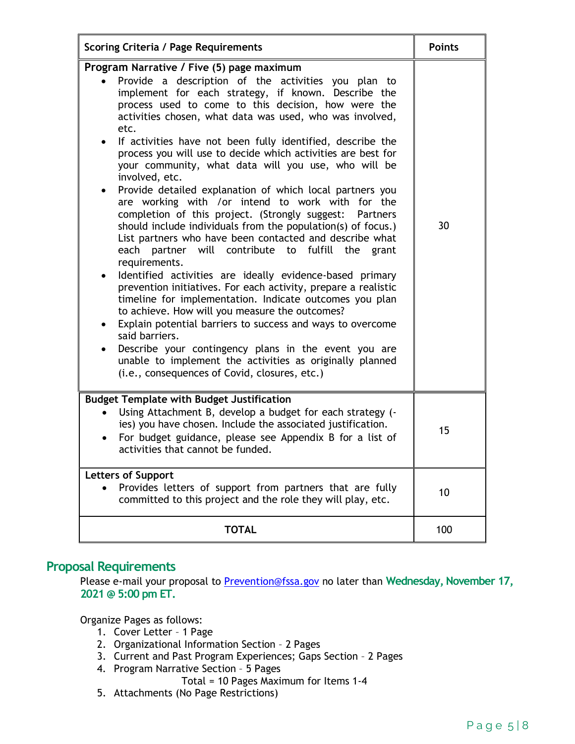| Scoring Criteria / Page Requirements | Points |
|---|---|
| **Program Narrative / Five (5) page maximum**<br>• Provide a description of the activities you plan to implement for each strategy, if known. Describe the process used to come to this decision, how were the activities chosen, what data was used, who was involved, etc.<br>• If activities have not been fully identified, describe the process you will use to decide which activities are best for your community, what data will you use, who will be involved, etc.<br>• Provide detailed explanation of which local partners you are working with /or intend to work with for the completion of this project. (Strongly suggest: Partners should include individuals from the population(s) of focus.) List partners who have been contacted and describe what each partner will contribute to fulfill the grant requirements.<br>• Identified activities are ideally evidence-based primary prevention initiatives. For each activity, prepare a realistic timeline for implementation. Indicate outcomes you plan to achieve. How will you measure the outcomes?<br>• Explain potential barriers to success and ways to overcome said barriers.<br>• Describe your contingency plans in the event you are unable to implement the activities as originally planned (i.e., consequences of Covid, closures, etc.) | 30 |
| **Budget Template with Budget Justification**<br>• Using Attachment B, develop a budget for each strategy (-ies) you have chosen. Include the associated justification.<br>• For budget guidance, please see Appendix B for a list of activities that cannot be funded. | 15 |
| **Letters of Support**<br>• Provides letters of support from partners that are fully committed to this project and the role they will play, etc. | 10 |
| **TOTAL** | 100 |

## Proposal Requirements

Please e-mail your proposal to Prevention@fssa.gov no later than **Wednesday, November 17, 2021 @ 5:00 pm ET.**

Organize Pages as follows:

1. Cover Letter – 1 Page
2. Organizational Information Section – 2 Pages
3. Current and Past Program Experiences; Gaps Section – 2 Pages
4. Program Narrative Section – 5 Pages

   Total = 10 Pages Maximum for Items 1-4

5. Attachments (No Page Restrictions)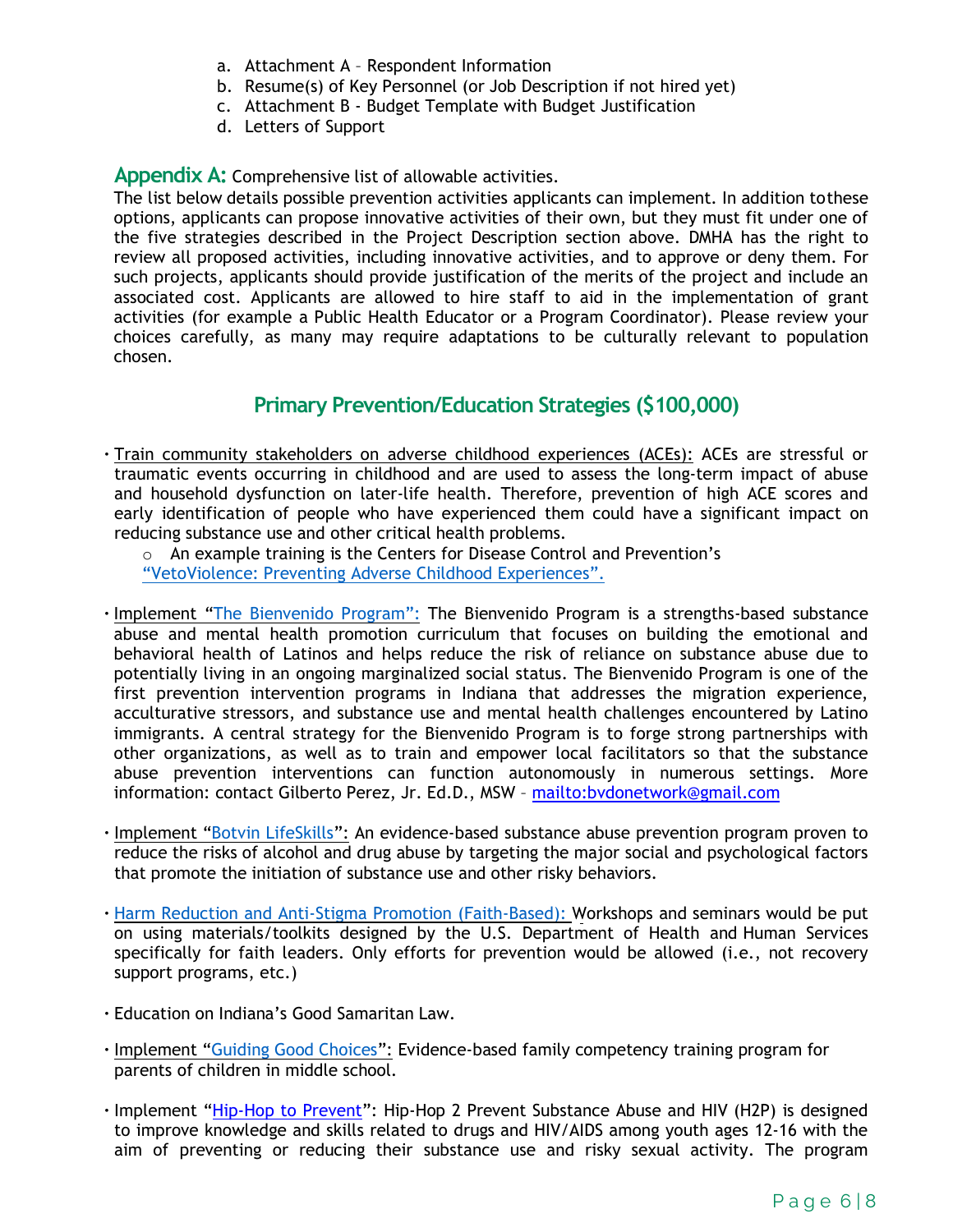a. Attachment A – Respondent Information
b. Resume(s) of Key Personnel (or Job Description if not hired yet)
c. Attachment B - Budget Template with Budget Justification
d. Letters of Support

**Appendix A:** Comprehensive list of allowable activities.

The list below details possible prevention activities applicants can implement. In addition tothese options, applicants can propose innovative activities of their own, but they must fit under one of the five strategies described in the Project Description section above. DMHA has the right to review all proposed activities, including innovative activities, and to approve or deny them. For such projects, applicants should provide justification of the merits of the project and include an associated cost. Applicants are allowed to hire staff to aid in the implementation of grant activities (for example a Public Health Educator or a Program Coordinator). Please review your choices carefully, as many may require adaptations to be culturally relevant to population chosen.

## Primary Prevention/Education Strategies ($100,000)

- Train community stakeholders on adverse childhood experiences (ACEs): ACEs are stressful or traumatic events occurring in childhood and are used to assess the long-term impact of abuse and household dysfunction on later-life health. Therefore, prevention of high ACE scores and early identification of people who have experienced them could have a significant impact on reducing substance use and other critical health problems.
  - An example training is the Centers for Disease Control and Prevention's "VetoViolence: Preventing Adverse Childhood Experiences".
- Implement "The Bienvenido Program": The Bienvenido Program is a strengths-based substance abuse and mental health promotion curriculum that focuses on building the emotional and behavioral health of Latinos and helps reduce the risk of reliance on substance abuse due to potentially living in an ongoing marginalized social status. The Bienvenido Program is one of the first prevention intervention programs in Indiana that addresses the migration experience, acculturative stressors, and substance use and mental health challenges encountered by Latino immigrants. A central strategy for the Bienvenido Program is to forge strong partnerships with other organizations, as well as to train and empower local facilitators so that the substance abuse prevention interventions can function autonomously in numerous settings. More information: contact Gilberto Perez, Jr. Ed.D., MSW – mailto:bvdonetwork@gmail.com
- Implement "Botvin LifeSkills": An evidence-based substance abuse prevention program proven to reduce the risks of alcohol and drug abuse by targeting the major social and psychological factors that promote the initiation of substance use and other risky behaviors.
- Harm Reduction and Anti-Stigma Promotion (Faith-Based): Workshops and seminars would be put on using materials/toolkits designed by the U.S. Department of Health and Human Services specifically for faith leaders. Only efforts for prevention would be allowed (i.e., not recovery support programs, etc.)
- Education on Indiana's Good Samaritan Law.
- Implement "Guiding Good Choices": Evidence-based family competency training program for parents of children in middle school.
- Implement "Hip-Hop to Prevent": Hip-Hop 2 Prevent Substance Abuse and HIV (H2P) is designed to improve knowledge and skills related to drugs and HIV/AIDS among youth ages 12-16 with the aim of preventing or reducing their substance use and risky sexual activity. The program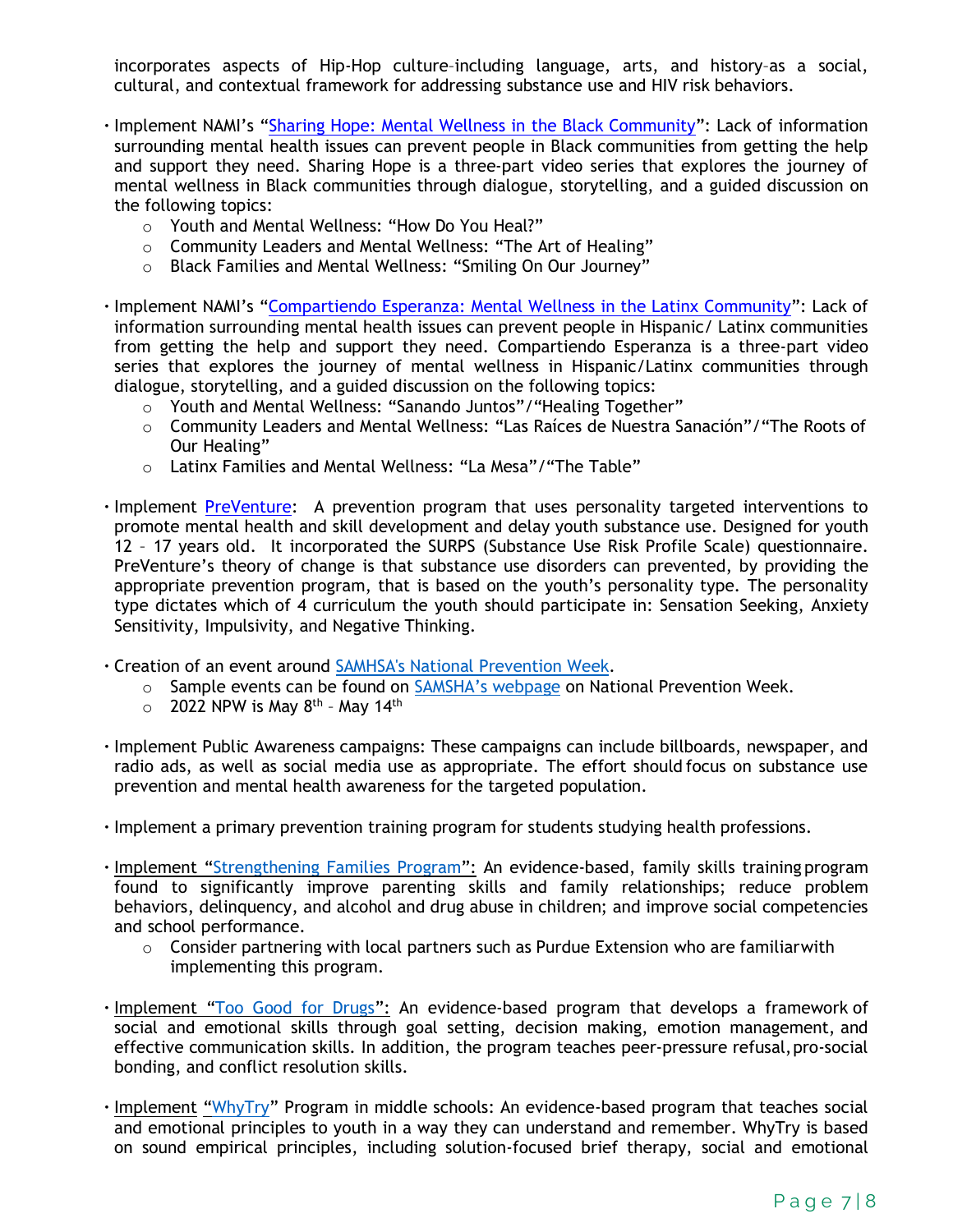incorporates aspects of Hip-Hop culture–including language, arts, and history–as a social, cultural, and contextual framework for addressing substance use and HIV risk behaviors.

- Implement NAMI's "Sharing Hope: Mental Wellness in the Black Community": Lack of information surrounding mental health issues can prevent people in Black communities from getting the help and support they need. Sharing Hope is a three-part video series that explores the journey of mental wellness in Black communities through dialogue, storytelling, and a guided discussion on the following topics:
  - Youth and Mental Wellness: "How Do You Heal?"
  - Community Leaders and Mental Wellness: "The Art of Healing"
  - Black Families and Mental Wellness: "Smiling On Our Journey"

- Implement NAMI's "Compartiendo Esperanza: Mental Wellness in the Latinx Community": Lack of information surrounding mental health issues can prevent people in Hispanic/ Latinx communities from getting the help and support they need. Compartiendo Esperanza is a three-part video series that explores the journey of mental wellness in Hispanic/Latinx communities through dialogue, storytelling, and a guided discussion on the following topics:
  - Youth and Mental Wellness: "Sanando Juntos"/"Healing Together"
  - Community Leaders and Mental Wellness: "Las Raíces de Nuestra Sanación"/"The Roots of Our Healing"
  - Latinx Families and Mental Wellness: "La Mesa"/"The Table"

- Implement PreVenture: A prevention program that uses personality targeted interventions to promote mental health and skill development and delay youth substance use. Designed for youth 12 – 17 years old. It incorporated the SURPS (Substance Use Risk Profile Scale) questionnaire. PreVenture's theory of change is that substance use disorders can prevented, by providing the appropriate prevention program, that is based on the youth's personality type. The personality type dictates which of 4 curriculum the youth should participate in: Sensation Seeking, Anxiety Sensitivity, Impulsivity, and Negative Thinking.

- Creation of an event around SAMHSA's National Prevention Week.
  - Sample events can be found on SAMSHA's webpage on National Prevention Week.
  - 2022 NPW is May 8th – May 14th

- Implement Public Awareness campaigns: These campaigns can include billboards, newspaper, and radio ads, as well as social media use as appropriate. The effort should focus on substance use prevention and mental health awareness for the targeted population.

- Implement a primary prevention training program for students studying health professions.

- Implement "Strengthening Families Program": An evidence-based, family skills training program found to significantly improve parenting skills and family relationships; reduce problem behaviors, delinquency, and alcohol and drug abuse in children; and improve social competencies and school performance.
  - Consider partnering with local partners such as Purdue Extension who are familiarwith implementing this program.

- Implement "Too Good for Drugs": An evidence-based program that develops a framework of social and emotional skills through goal setting, decision making, emotion management, and effective communication skills. In addition, the program teaches peer-pressure refusal, pro-social bonding, and conflict resolution skills.

- Implement "WhyTry" Program in middle schools: An evidence-based program that teaches social and emotional principles to youth in a way they can understand and remember. WhyTry is based on sound empirical principles, including solution-focused brief therapy, social and emotional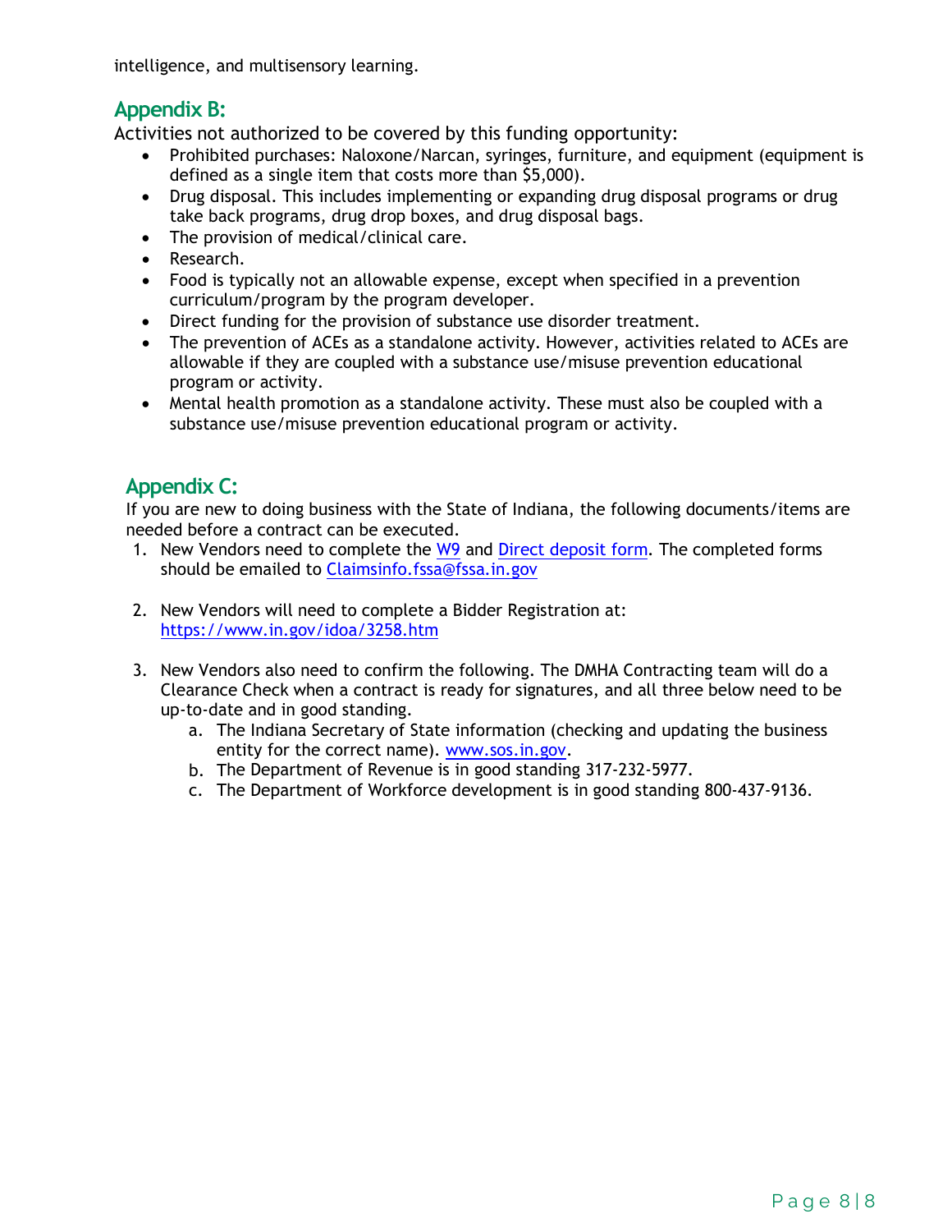intelligence, and multisensory learning.

## Appendix B:

Activities not authorized to be covered by this funding opportunity:

- Prohibited purchases: Naloxone/Narcan, syringes, furniture, and equipment (equipment is defined as a single item that costs more than $5,000).
- Drug disposal. This includes implementing or expanding drug disposal programs or drug take back programs, drug drop boxes, and drug disposal bags.
- The provision of medical/clinical care.
- Research.
- Food is typically not an allowable expense, except when specified in a prevention curriculum/program by the program developer.
- Direct funding for the provision of substance use disorder treatment.
- The prevention of ACEs as a standalone activity. However, activities related to ACEs are allowable if they are coupled with a substance use/misuse prevention educational program or activity.
- Mental health promotion as a standalone activity. These must also be coupled with a substance use/misuse prevention educational program or activity.

## Appendix C:

If you are new to doing business with the State of Indiana, the following documents/items are needed before a contract can be executed.

1. New Vendors need to complete the W9 and Direct deposit form. The completed forms should be emailed to Claimsinfo.fssa@fssa.in.gov

2. New Vendors will need to complete a Bidder Registration at: https://www.in.gov/idoa/3258.htm

3. New Vendors also need to confirm the following. The DMHA Contracting team will do a Clearance Check when a contract is ready for signatures, and all three below need to be up-to-date and in good standing.
   a. The Indiana Secretary of State information (checking and updating the business entity for the correct name). www.sos.in.gov.
   b. The Department of Revenue is in good standing 317-232-5977.
   c. The Department of Workforce development is in good standing 800-437-9136.